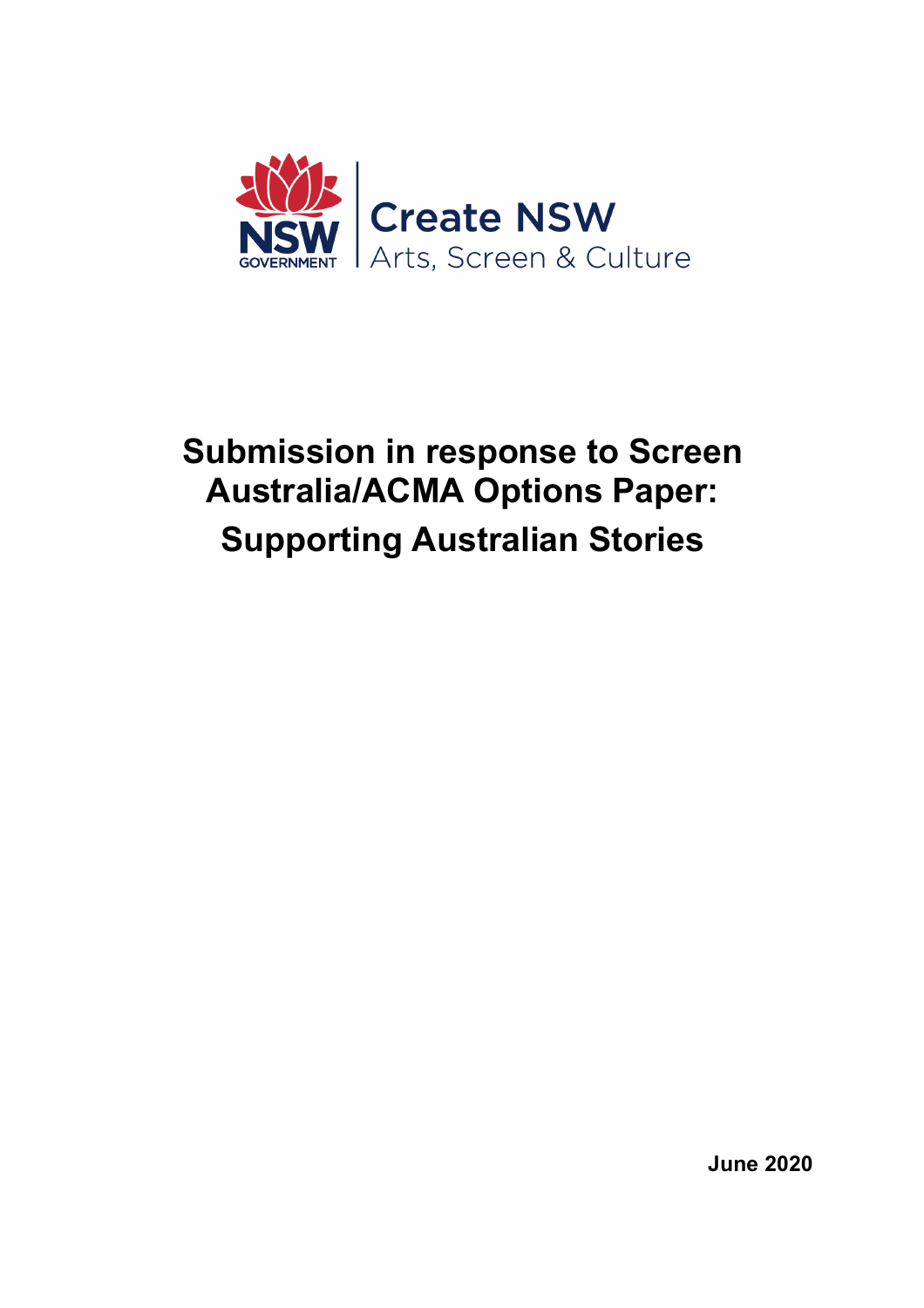NSW GOVERNMENT | Create NSW Arts, Screen & Culture

# Submission in response to Screen Australia/ACMA Options Paper: Supporting Australian Stories

**June 2020**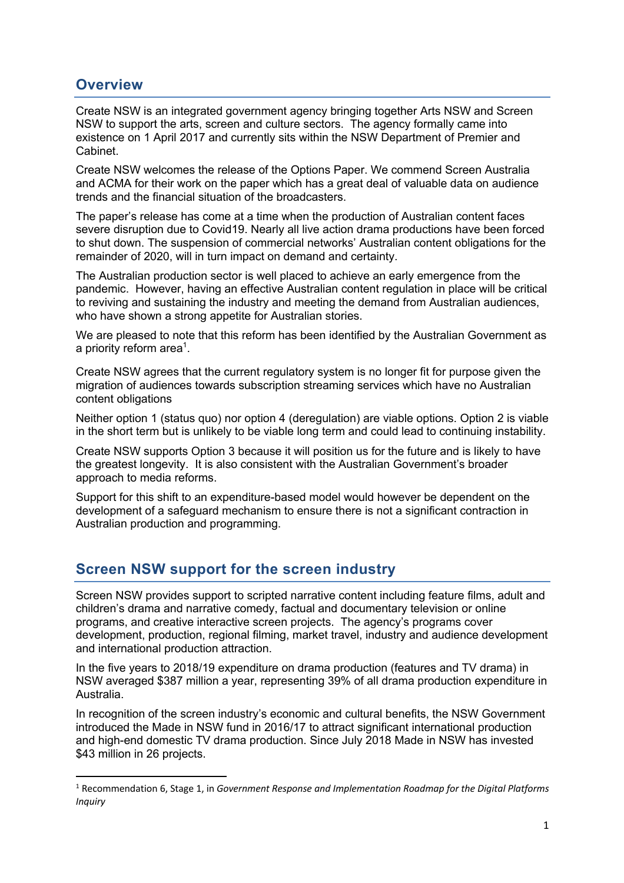## Overview

Create NSW is an integrated government agency bringing together Arts NSW and Screen NSW to support the arts, screen and culture sectors. The agency formally came into existence on 1 April 2017 and currently sits within the NSW Department of Premier and Cabinet.

Create NSW welcomes the release of the Options Paper. We commend Screen Australia and ACMA for their work on the paper which has a great deal of valuable data on audience trends and the financial situation of the broadcasters.

The paper's release has come at a time when the production of Australian content faces severe disruption due to Covid19. Nearly all live action drama productions have been forced to shut down. The suspension of commercial networks' Australian content obligations for the remainder of 2020, will in turn impact on demand and certainty.

The Australian production sector is well placed to achieve an early emergence from the pandemic. However, having an effective Australian content regulation in place will be critical to reviving and sustaining the industry and meeting the demand from Australian audiences, who have shown a strong appetite for Australian stories.

We are pleased to note that this reform has been identified by the Australian Government as a priority reform area[1].

Create NSW agrees that the current regulatory system is no longer fit for purpose given the migration of audiences towards subscription streaming services which have no Australian content obligations

Neither option 1 (status quo) nor option 4 (deregulation) are viable options. Option 2 is viable in the short term but is unlikely to be viable long term and could lead to continuing instability.

Create NSW supports Option 3 because it will position us for the future and is likely to have the greatest longevity. It is also consistent with the Australian Government's broader approach to media reforms.

Support for this shift to an expenditure-based model would however be dependent on the development of a safeguard mechanism to ensure there is not a significant contraction in Australian production and programming.

## Screen NSW support for the screen industry

Screen NSW provides support to scripted narrative content including feature films, adult and children's drama and narrative comedy, factual and documentary television or online programs, and creative interactive screen projects. The agency's programs cover development, production, regional filming, market travel, industry and audience development and international production attraction.

In the five years to 2018/19 expenditure on drama production (features and TV drama) in NSW averaged $387 million a year, representing 39% of all drama production expenditure in Australia.

In recognition of the screen industry's economic and cultural benefits, the NSW Government introduced the Made in NSW fund in 2016/17 to attract significant international production and high-end domestic TV drama production. Since July 2018 Made in NSW has invested $43 million in 26 projects.

[1] Recommendation 6, Stage 1, in *Government Response and Implementation Roadmap for the Digital Platforms Inquiry*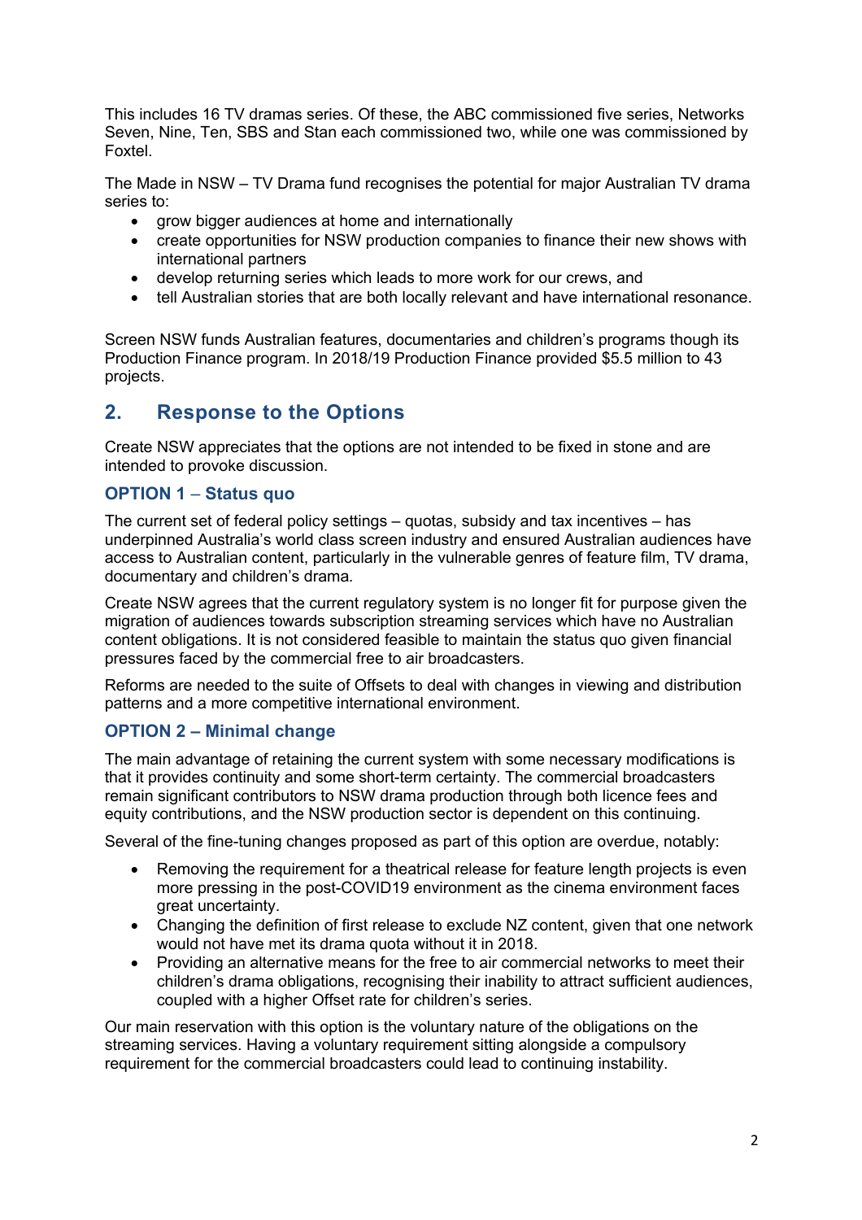This includes 16 TV dramas series. Of these, the ABC commissioned five series, Networks Seven, Nine, Ten, SBS and Stan each commissioned two, while one was commissioned by Foxtel.

The Made in NSW – TV Drama fund recognises the potential for major Australian TV drama series to:

- grow bigger audiences at home and internationally
- create opportunities for NSW production companies to finance their new shows with international partners
- develop returning series which leads to more work for our crews, and
- tell Australian stories that are both locally relevant and have international resonance.

Screen NSW funds Australian features, documentaries and children's programs though its Production Finance program. In 2018/19 Production Finance provided $5.5 million to 43 projects.

## 2. Response to the Options

Create NSW appreciates that the options are not intended to be fixed in stone and are intended to provoke discussion.

### OPTION 1 – Status quo

The current set of federal policy settings – quotas, subsidy and tax incentives – has underpinned Australia's world class screen industry and ensured Australian audiences have access to Australian content, particularly in the vulnerable genres of feature film, TV drama, documentary and children's drama.

Create NSW agrees that the current regulatory system is no longer fit for purpose given the migration of audiences towards subscription streaming services which have no Australian content obligations. It is not considered feasible to maintain the status quo given financial pressures faced by the commercial free to air broadcasters.

Reforms are needed to the suite of Offsets to deal with changes in viewing and distribution patterns and a more competitive international environment.

### OPTION 2 – Minimal change

The main advantage of retaining the current system with some necessary modifications is that it provides continuity and some short-term certainty. The commercial broadcasters remain significant contributors to NSW drama production through both licence fees and equity contributions, and the NSW production sector is dependent on this continuing.

Several of the fine-tuning changes proposed as part of this option are overdue, notably:

- Removing the requirement for a theatrical release for feature length projects is even more pressing in the post-COVID19 environment as the cinema environment faces great uncertainty.
- Changing the definition of first release to exclude NZ content, given that one network would not have met its drama quota without it in 2018.
- Providing an alternative means for the free to air commercial networks to meet their children's drama obligations, recognising their inability to attract sufficient audiences, coupled with a higher Offset rate for children's series.

Our main reservation with this option is the voluntary nature of the obligations on the streaming services. Having a voluntary requirement sitting alongside a compulsory requirement for the commercial broadcasters could lead to continuing instability.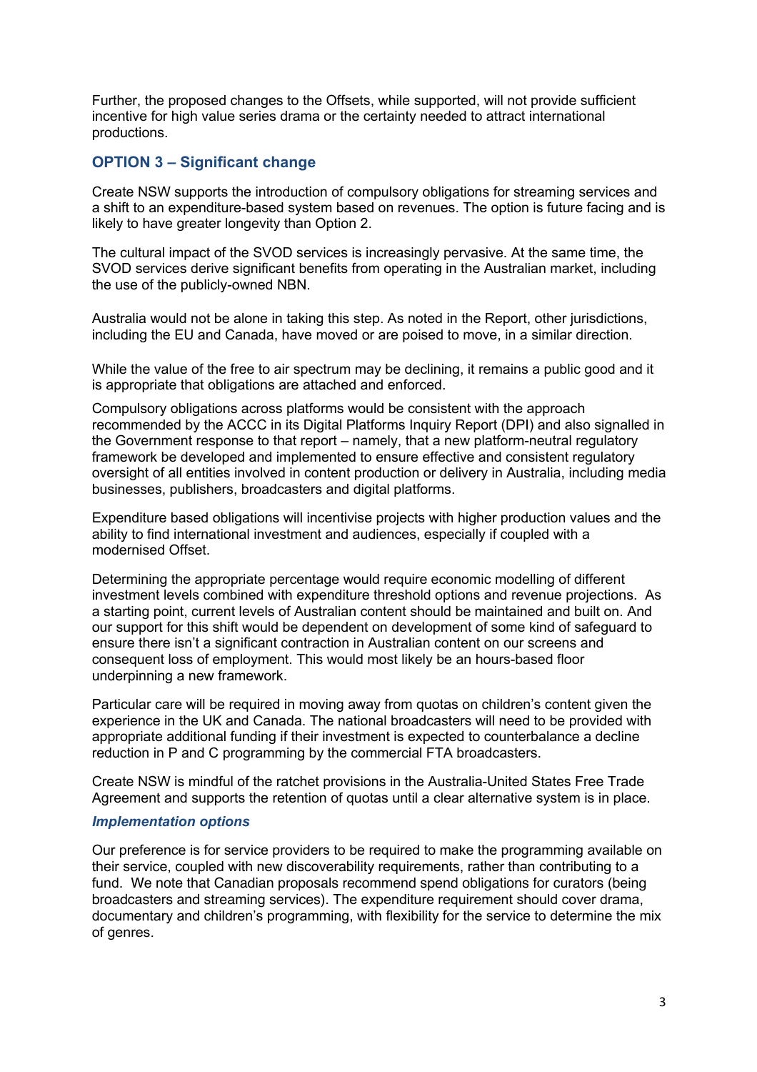Further, the proposed changes to the Offsets, while supported, will not provide sufficient incentive for high value series drama or the certainty needed to attract international productions.

## OPTION 3 – Significant change

Create NSW supports the introduction of compulsory obligations for streaming services and a shift to an expenditure-based system based on revenues. The option is future facing and is likely to have greater longevity than Option 2.

The cultural impact of the SVOD services is increasingly pervasive. At the same time, the SVOD services derive significant benefits from operating in the Australian market, including the use of the publicly-owned NBN.

Australia would not be alone in taking this step. As noted in the Report, other jurisdictions, including the EU and Canada, have moved or are poised to move, in a similar direction.

While the value of the free to air spectrum may be declining, it remains a public good and it is appropriate that obligations are attached and enforced.

Compulsory obligations across platforms would be consistent with the approach recommended by the ACCC in its Digital Platforms Inquiry Report (DPI) and also signalled in the Government response to that report – namely, that a new platform-neutral regulatory framework be developed and implemented to ensure effective and consistent regulatory oversight of all entities involved in content production or delivery in Australia, including media businesses, publishers, broadcasters and digital platforms.

Expenditure based obligations will incentivise projects with higher production values and the ability to find international investment and audiences, especially if coupled with a modernised Offset.

Determining the appropriate percentage would require economic modelling of different investment levels combined with expenditure threshold options and revenue projections. As a starting point, current levels of Australian content should be maintained and built on. And our support for this shift would be dependent on development of some kind of safeguard to ensure there isn't a significant contraction in Australian content on our screens and consequent loss of employment. This would most likely be an hours-based floor underpinning a new framework.

Particular care will be required in moving away from quotas on children's content given the experience in the UK and Canada. The national broadcasters will need to be provided with appropriate additional funding if their investment is expected to counterbalance a decline reduction in P and C programming by the commercial FTA broadcasters.

Create NSW is mindful of the ratchet provisions in the Australia-United States Free Trade Agreement and supports the retention of quotas until a clear alternative system is in place.

### *Implementation options*

Our preference is for service providers to be required to make the programming available on their service, coupled with new discoverability requirements, rather than contributing to a fund. We note that Canadian proposals recommend spend obligations for curators (being broadcasters and streaming services). The expenditure requirement should cover drama, documentary and children's programming, with flexibility for the service to determine the mix of genres.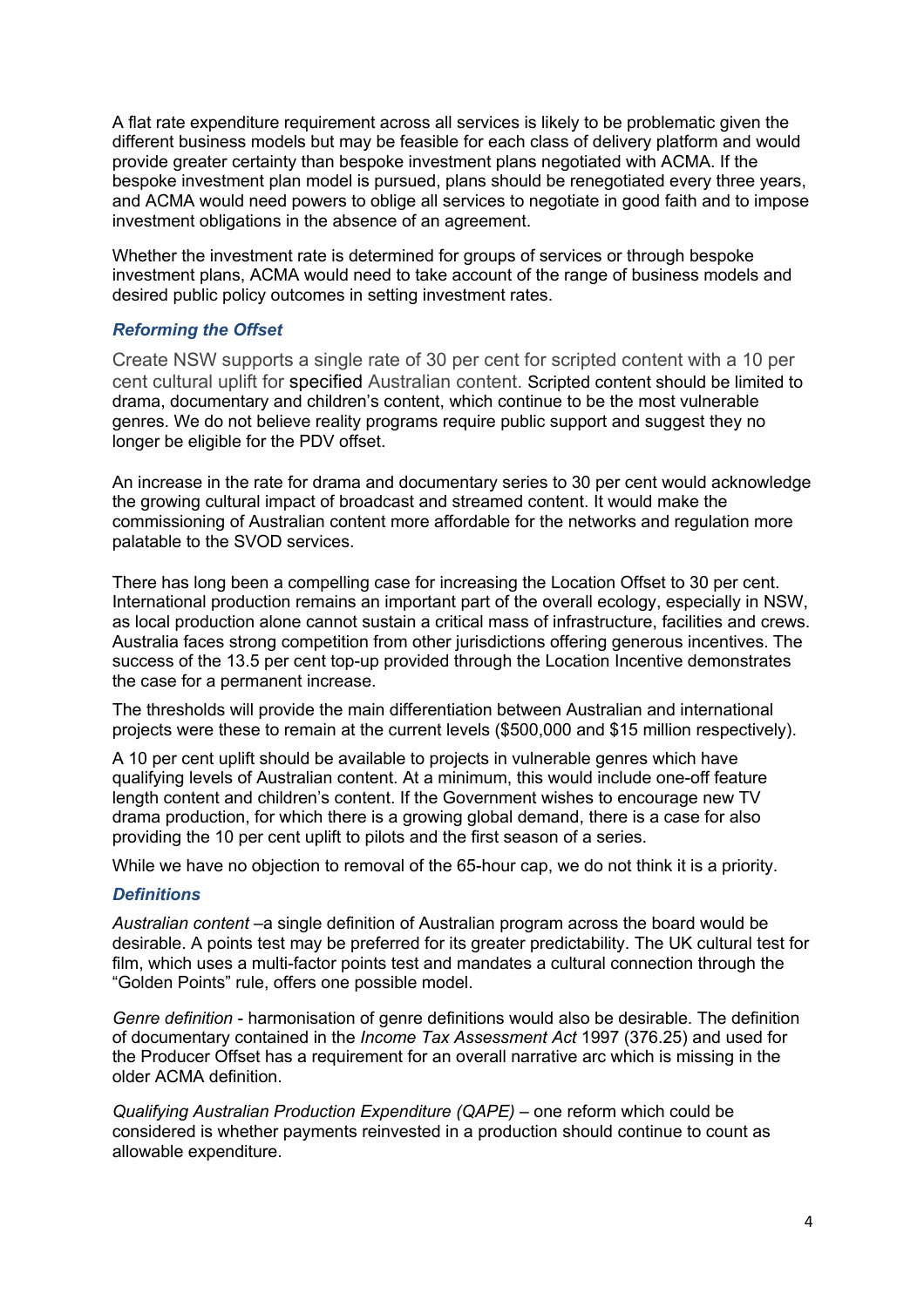A flat rate expenditure requirement across all services is likely to be problematic given the different business models but may be feasible for each class of delivery platform and would provide greater certainty than bespoke investment plans negotiated with ACMA. If the bespoke investment plan model is pursued, plans should be renegotiated every three years, and ACMA would need powers to oblige all services to negotiate in good faith and to impose investment obligations in the absence of an agreement.

Whether the investment rate is determined for groups of services or through bespoke investment plans, ACMA would need to take account of the range of business models and desired public policy outcomes in setting investment rates.

### *Reforming the Offset*

Create NSW supports a single rate of 30 per cent for scripted content with a 10 per cent cultural uplift for specified Australian content. Scripted content should be limited to drama, documentary and children's content, which continue to be the most vulnerable genres. We do not believe reality programs require public support and suggest they no longer be eligible for the PDV offset.

An increase in the rate for drama and documentary series to 30 per cent would acknowledge the growing cultural impact of broadcast and streamed content. It would make the commissioning of Australian content more affordable for the networks and regulation more palatable to the SVOD services.

There has long been a compelling case for increasing the Location Offset to 30 per cent. International production remains an important part of the overall ecology, especially in NSW, as local production alone cannot sustain a critical mass of infrastructure, facilities and crews. Australia faces strong competition from other jurisdictions offering generous incentives. The success of the 13.5 per cent top-up provided through the Location Incentive demonstrates the case for a permanent increase.

The thresholds will provide the main differentiation between Australian and international projects were these to remain at the current levels ($500,000 and $15 million respectively).

A 10 per cent uplift should be available to projects in vulnerable genres which have qualifying levels of Australian content. At a minimum, this would include one-off feature length content and children's content. If the Government wishes to encourage new TV drama production, for which there is a growing global demand, there is a case for also providing the 10 per cent uplift to pilots and the first season of a series.

While we have no objection to removal of the 65-hour cap, we do not think it is a priority.

### *Definitions*

*Australian content* –a single definition of Australian program across the board would be desirable. A points test may be preferred for its greater predictability. The UK cultural test for film, which uses a multi-factor points test and mandates a cultural connection through the "Golden Points" rule, offers one possible model.

*Genre definition* - harmonisation of genre definitions would also be desirable. The definition of documentary contained in the *Income Tax Assessment Act* 1997 (376.25) and used for the Producer Offset has a requirement for an overall narrative arc which is missing in the older ACMA definition.

*Qualifying Australian Production Expenditure (QAPE)* – one reform which could be considered is whether payments reinvested in a production should continue to count as allowable expenditure.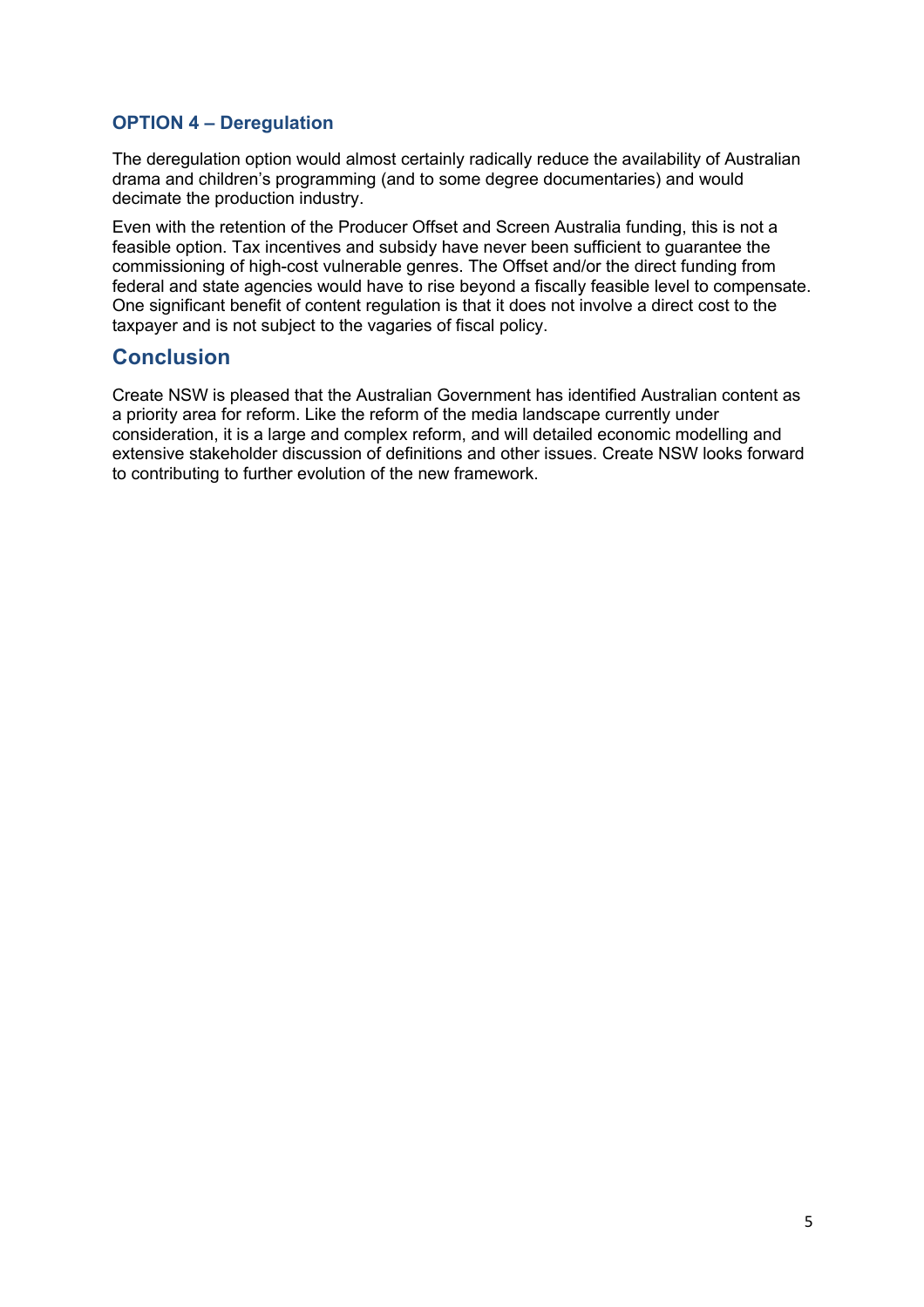### OPTION 4 – Deregulation

The deregulation option would almost certainly radically reduce the availability of Australian drama and children's programming (and to some degree documentaries) and would decimate the production industry.

Even with the retention of the Producer Offset and Screen Australia funding, this is not a feasible option. Tax incentives and subsidy have never been sufficient to guarantee the commissioning of high-cost vulnerable genres. The Offset and/or the direct funding from federal and state agencies would have to rise beyond a fiscally feasible level to compensate. One significant benefit of content regulation is that it does not involve a direct cost to the taxpayer and is not subject to the vagaries of fiscal policy.

## Conclusion

Create NSW is pleased that the Australian Government has identified Australian content as a priority area for reform. Like the reform of the media landscape currently under consideration, it is a large and complex reform, and will detailed economic modelling and extensive stakeholder discussion of definitions and other issues. Create NSW looks forward to contributing to further evolution of the new framework.